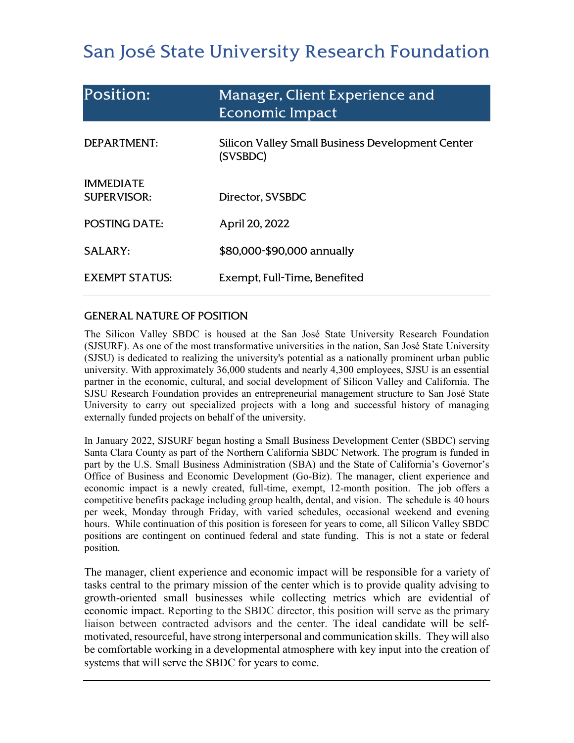# San José State University Research Foundation

| Position: | Manager, Client Experience and Economic Impact |
| --- | --- |
| DEPARTMENT: | Silicon Valley Small Business Development Center (SVSBDC) |
| IMMEDIATE SUPERVISOR: | Director, SVSBDC |
| POSTING DATE: | April 20, 2022 |
| SALARY: | $80,000-$90,000 annually |
| EXEMPT STATUS: | Exempt, Full-Time, Benefited |

## GENERAL NATURE OF POSITION

The Silicon Valley SBDC is housed at the San José State University Research Foundation (SJSURF). As one of the most transformative universities in the nation, San José State University (SJSU) is dedicated to realizing the university's potential as a nationally prominent urban public university. With approximately 36,000 students and nearly 4,300 employees, SJSU is an essential partner in the economic, cultural, and social development of Silicon Valley and California. The SJSU Research Foundation provides an entrepreneurial management structure to San José State University to carry out specialized projects with a long and successful history of managing externally funded projects on behalf of the university.

In January 2022, SJSURF began hosting a Small Business Development Center (SBDC) serving Santa Clara County as part of the Northern California SBDC Network. The program is funded in part by the U.S. Small Business Administration (SBA) and the State of California's Governor's Office of Business and Economic Development (Go-Biz). The manager, client experience and economic impact is a newly created, full-time, exempt, 12-month position. The job offers a competitive benefits package including group health, dental, and vision. The schedule is 40 hours per week, Monday through Friday, with varied schedules, occasional weekend and evening hours. While continuation of this position is foreseen for years to come, all Silicon Valley SBDC positions are contingent on continued federal and state funding. This is not a state or federal position.

The manager, client experience and economic impact will be responsible for a variety of tasks central to the primary mission of the center which is to provide quality advising to growth-oriented small businesses while collecting metrics which are evidential of economic impact. Reporting to the SBDC director, this position will serve as the primary liaison between contracted advisors and the center. The ideal candidate will be self-motivated, resourceful, have strong interpersonal and communication skills. They will also be comfortable working in a developmental atmosphere with key input into the creation of systems that will serve the SBDC for years to come.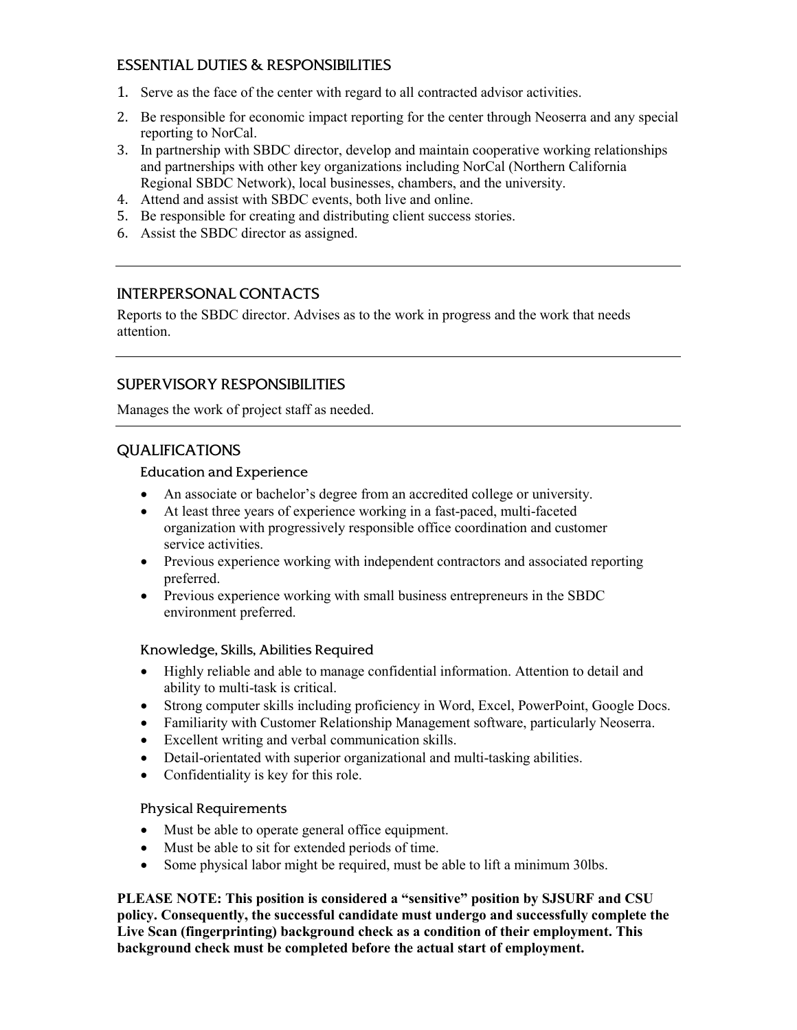## ESSENTIAL DUTIES & RESPONSIBILITIES

1. Serve as the face of the center with regard to all contracted advisor activities.
2. Be responsible for economic impact reporting for the center through Neoserra and any special reporting to NorCal.
3. In partnership with SBDC director, develop and maintain cooperative working relationships and partnerships with other key organizations including NorCal (Northern California Regional SBDC Network), local businesses, chambers, and the university.
4. Attend and assist with SBDC events, both live and online.
5. Be responsible for creating and distributing client success stories.
6. Assist the SBDC director as assigned.

---

## INTERPERSONAL CONTACTS

Reports to the SBDC director. Advises as to the work in progress and the work that needs attention.

---

## SUPERVISORY RESPONSIBILITIES

Manages the work of project staff as needed.

---

## QUALIFICATIONS

### Education and Experience

- An associate or bachelor's degree from an accredited college or university.
- At least three years of experience working in a fast-paced, multi-faceted organization with progressively responsible office coordination and customer service activities.
- Previous experience working with independent contractors and associated reporting preferred.
- Previous experience working with small business entrepreneurs in the SBDC environment preferred.

### Knowledge, Skills, Abilities Required

- Highly reliable and able to manage confidential information. Attention to detail and ability to multi-task is critical.
- Strong computer skills including proficiency in Word, Excel, PowerPoint, Google Docs.
- Familiarity with Customer Relationship Management software, particularly Neoserra.
- Excellent writing and verbal communication skills.
- Detail-orientated with superior organizational and multi-tasking abilities.
- Confidentiality is key for this role.

### Physical Requirements

- Must be able to operate general office equipment.
- Must be able to sit for extended periods of time.
- Some physical labor might be required, must be able to lift a minimum 30lbs.

**PLEASE NOTE: This position is considered a "sensitive" position by SJSURF and CSU policy. Consequently, the successful candidate must undergo and successfully complete the Live Scan (fingerprinting) background check as a condition of their employment. This background check must be completed before the actual start of employment.**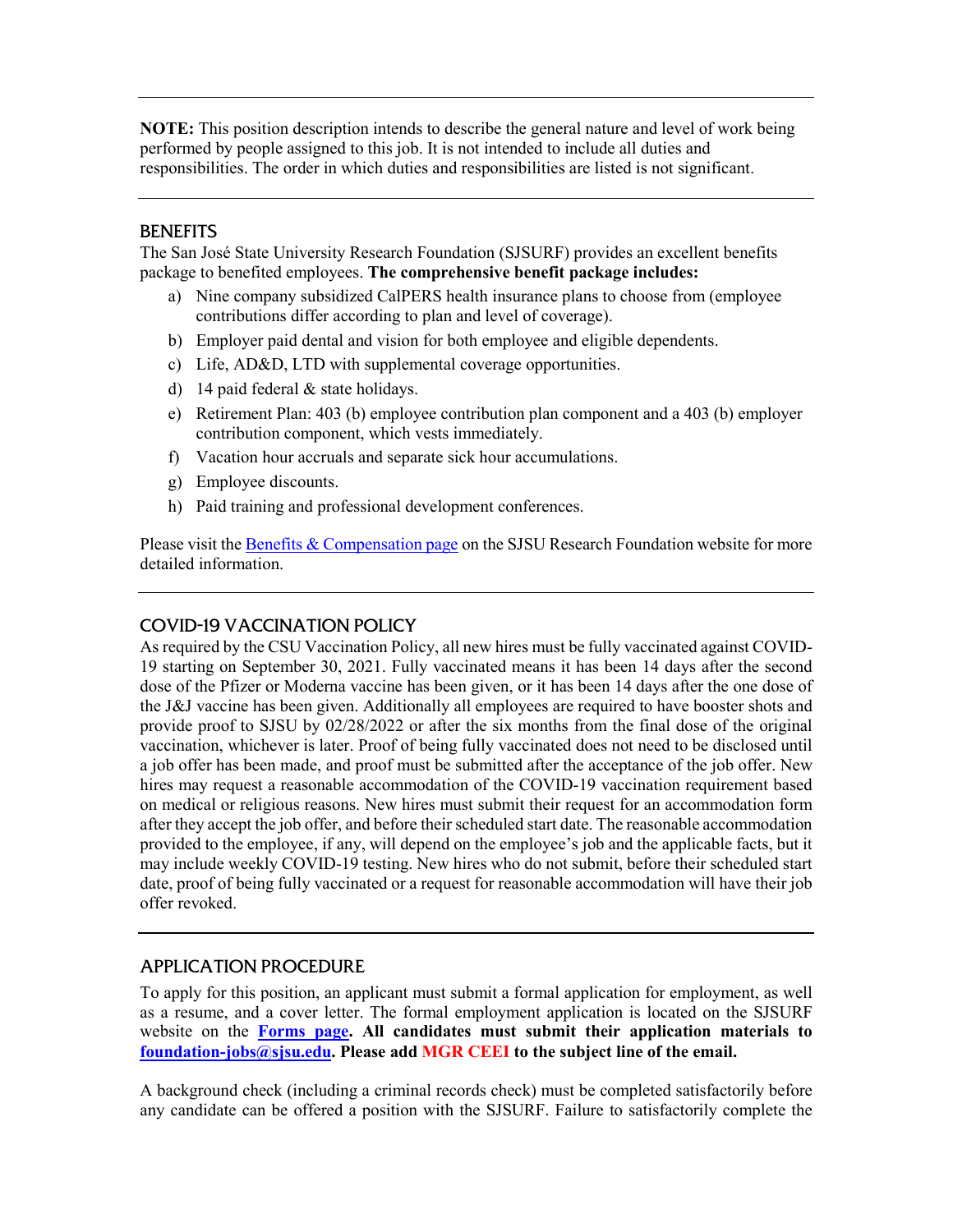---

**NOTE:** This position description intends to describe the general nature and level of work being performed by people assigned to this job. It is not intended to include all duties and responsibilities. The order in which duties and responsibilities are listed is not significant.

---

## BENEFITS

The San José State University Research Foundation (SJSURF) provides an excellent benefits package to benefited employees. **The comprehensive benefit package includes:**

a) Nine company subsidized CalPERS health insurance plans to choose from (employee contributions differ according to plan and level of coverage).
b) Employer paid dental and vision for both employee and eligible dependents.
c) Life, AD&D, LTD with supplemental coverage opportunities.
d) 14 paid federal & state holidays.
e) Retirement Plan: 403 (b) employee contribution plan component and a 403 (b) employer contribution component, which vests immediately.
f) Vacation hour accruals and separate sick hour accumulations.
g) Employee discounts.
h) Paid training and professional development conferences.

Please visit the [Benefits & Compensation page]() on the SJSU Research Foundation website for more detailed information.

---

## COVID-19 VACCINATION POLICY

As required by the CSU Vaccination Policy, all new hires must be fully vaccinated against COVID-19 starting on September 30, 2021. Fully vaccinated means it has been 14 days after the second dose of the Pfizer or Moderna vaccine has been given, or it has been 14 days after the one dose of the J&J vaccine has been given. Additionally all employees are required to have booster shots and provide proof to SJSU by 02/28/2022 or after the six months from the final dose of the original vaccination, whichever is later. Proof of being fully vaccinated does not need to be disclosed until a job offer has been made, and proof must be submitted after the acceptance of the job offer. New hires may request a reasonable accommodation of the COVID-19 vaccination requirement based on medical or religious reasons. New hires must submit their request for an accommodation form after they accept the job offer, and before their scheduled start date. The reasonable accommodation provided to the employee, if any, will depend on the employee's job and the applicable facts, but it may include weekly COVID-19 testing. New hires who do not submit, before their scheduled start date, proof of being fully vaccinated or a request for reasonable accommodation will have their job offer revoked.

---

## APPLICATION PROCEDURE

To apply for this position, an applicant must submit a formal application for employment, as well as a resume, and a cover letter. The formal employment application is located on the SJSURF website on the **[Forms page]()**. **All candidates must submit their application materials to [foundation-jobs@sjsu.edu](mailto:foundation-jobs@sjsu.edu). Please add MGR CEEI to the subject line of the email.**

A background check (including a criminal records check) must be completed satisfactorily before any candidate can be offered a position with the SJSURF. Failure to satisfactorily complete the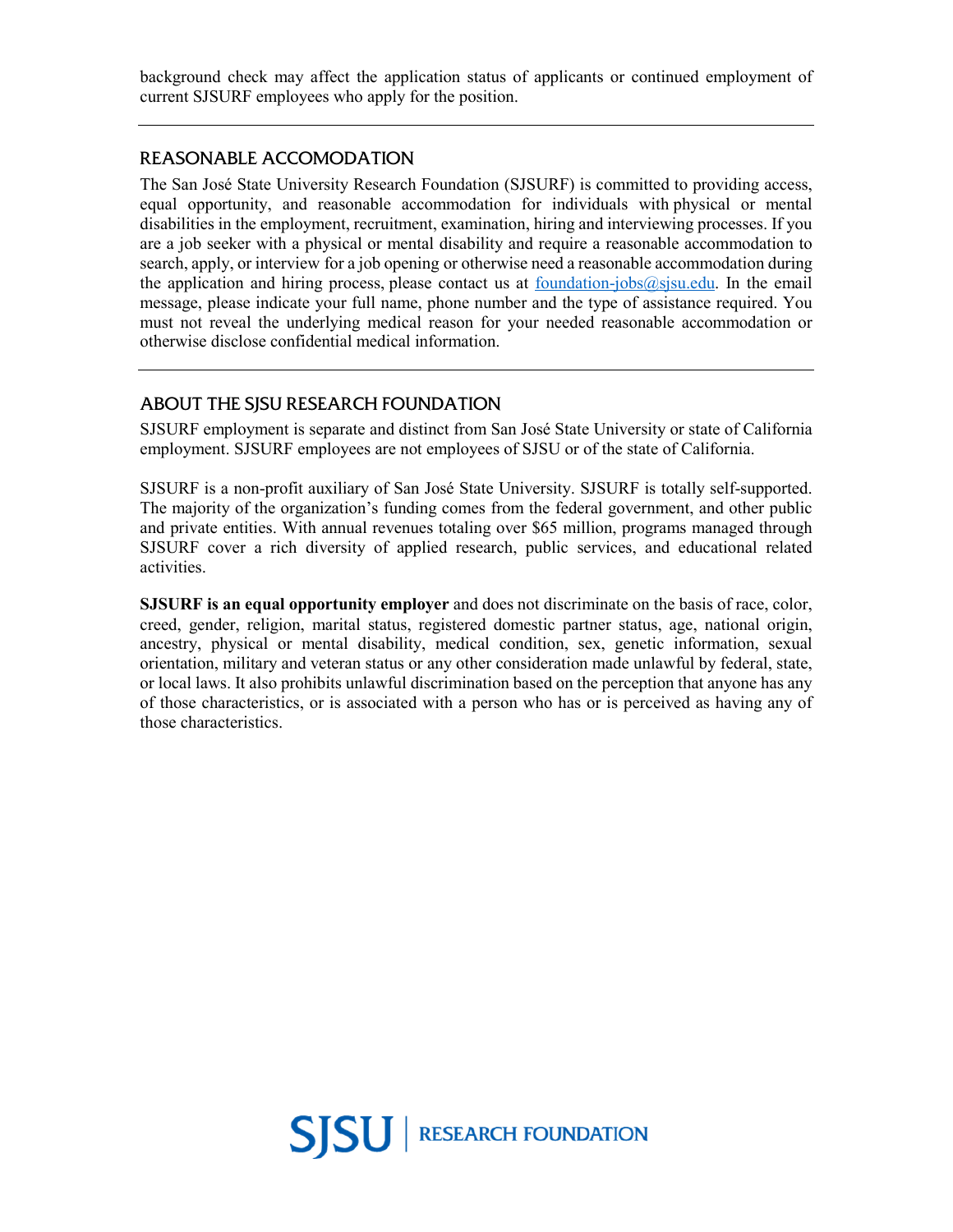background check may affect the application status of applicants or continued employment of current SJSURF employees who apply for the position.

## REASONABLE ACCOMODATION

The San José State University Research Foundation (SJSURF) is committed to providing access, equal opportunity, and reasonable accommodation for individuals with physical or mental disabilities in the employment, recruitment, examination, hiring and interviewing processes. If you are a job seeker with a physical or mental disability and require a reasonable accommodation to search, apply, or interview for a job opening or otherwise need a reasonable accommodation during the application and hiring process, please contact us at foundation-jobs@sjsu.edu. In the email message, please indicate your full name, phone number and the type of assistance required. You must not reveal the underlying medical reason for your needed reasonable accommodation or otherwise disclose confidential medical information.

## ABOUT THE SJSU RESEARCH FOUNDATION

SJSURF employment is separate and distinct from San José State University or state of California employment. SJSURF employees are not employees of SJSU or of the state of California.

SJSURF is a non-profit auxiliary of San José State University. SJSURF is totally self-supported. The majority of the organization's funding comes from the federal government, and other public and private entities. With annual revenues totaling over $65 million, programs managed through SJSURF cover a rich diversity of applied research, public services, and educational related activities.

**SJSURF is an equal opportunity employer** and does not discriminate on the basis of race, color, creed, gender, religion, marital status, registered domestic partner status, age, national origin, ancestry, physical or mental disability, medical condition, sex, genetic information, sexual orientation, military and veteran status or any other consideration made unlawful by federal, state, or local laws. It also prohibits unlawful discrimination based on the perception that anyone has any of those characteristics, or is associated with a person who has or is perceived as having any of those characteristics.